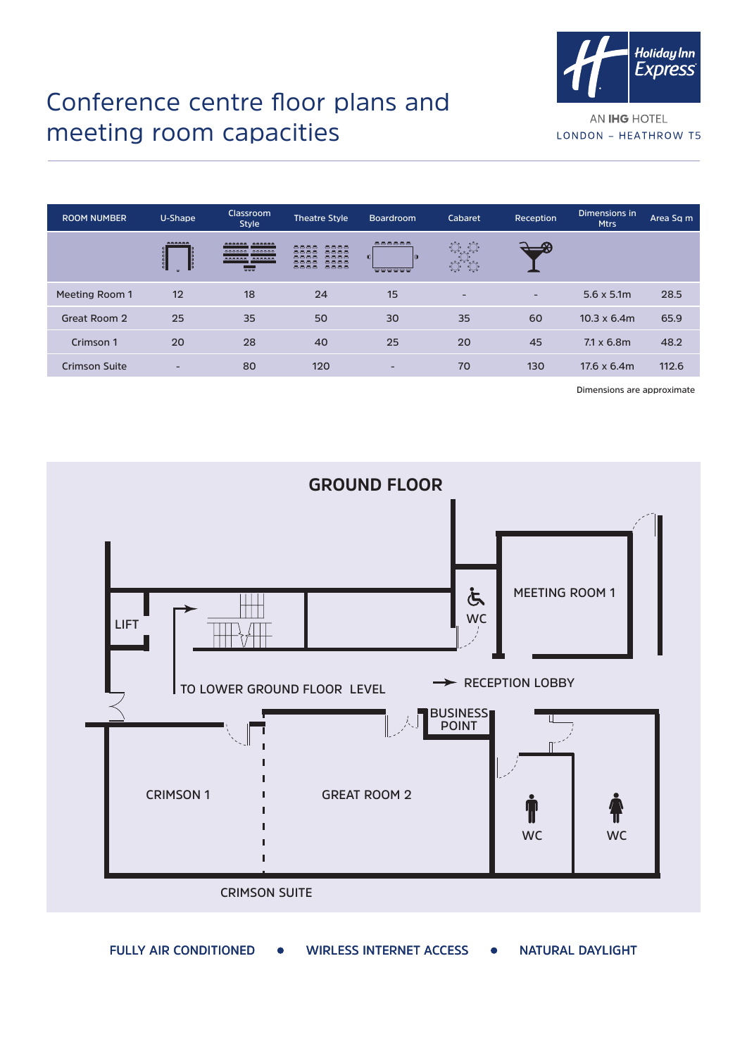# Conference centre floor plans and meeting room capacities

Holiday Inn Express
AN IHG HOTEL
LONDON – HEATHROW T5

| ROOM NUMBER | U-Shape | Classroom Style | Theatre Style | Boardroom | Cabaret | Reception | Dimensions in Mtrs | Area Sq m |
|---|---|---|---|---|---|---|---|---|
| Meeting Room 1 | 12 | 18 | 24 | 15 | - | - | 5.6 x 5.1m | 28.5 |
| Great Room 2 | 25 | 35 | 50 | 30 | 35 | 60 | 10.3 x 6.4m | 65.9 |
| Crimson 1 | 20 | 28 | 40 | 25 | 20 | 45 | 7.1 x 6.8m | 48.2 |
| Crimson Suite | - | 80 | 120 | - | 70 | 130 | 17.6 x 6.4m | 112.6 |

Dimensions are approximate

## GROUND FLOOR

LIFT

TO LOWER GROUND FLOOR LEVEL

WC

MEETING ROOM 1

RECEPTION LOBBY

BUSINESS POINT

CRIMSON 1

GREAT ROOM 2

WC

WC

CRIMSON SUITE

**FULLY AIR CONDITIONED • WIRLESS INTERNET ACCESS • NATURAL DAYLIGHT**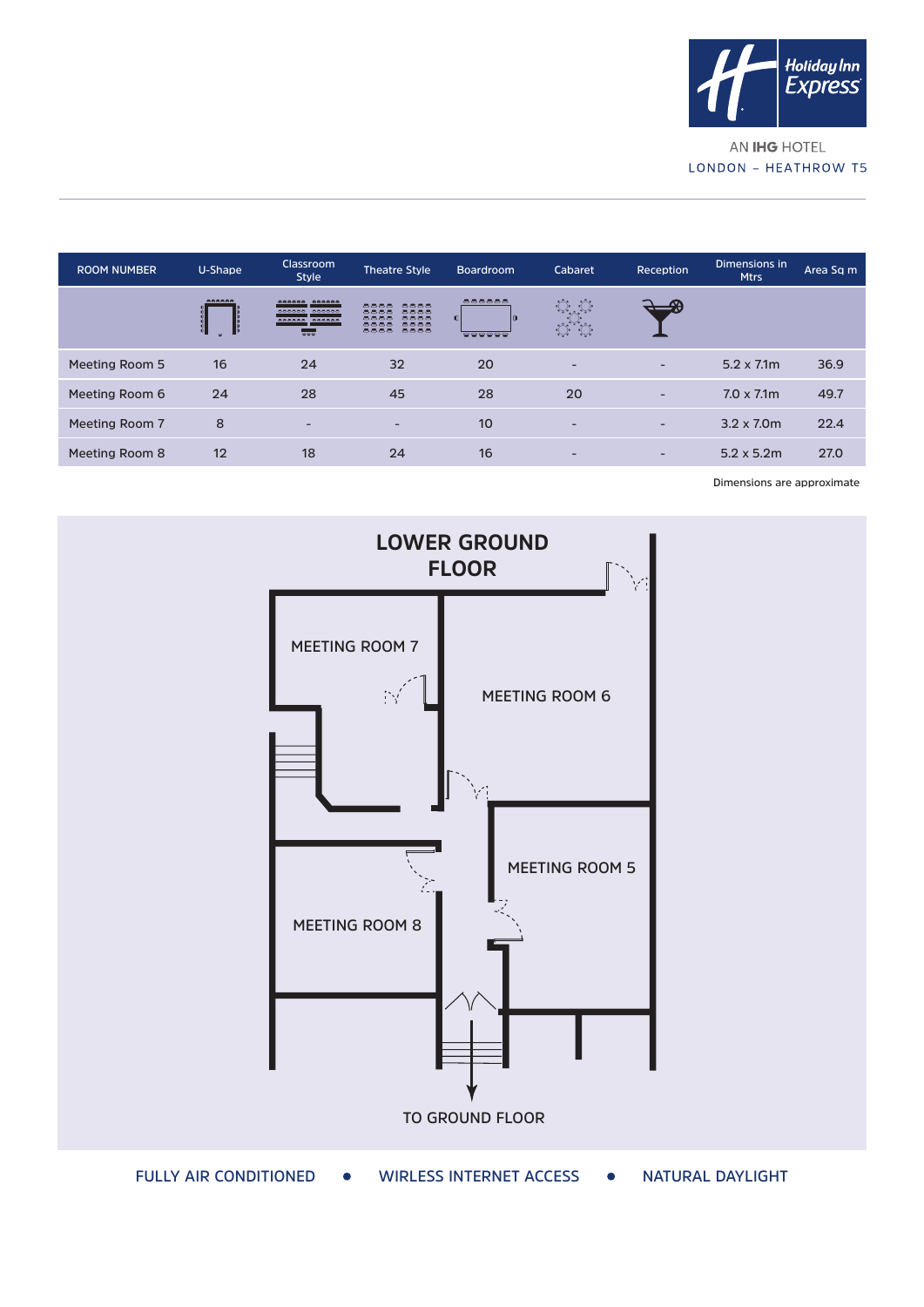Holiday Inn Express

AN IHG HOTEL

LONDON – HEATHROW T5

| ROOM NUMBER | U-Shape | Classroom Style | Theatre Style | Boardroom | Cabaret | Reception | Dimensions in Mtrs | Area Sq m |
|---|---|---|---|---|---|---|---|---|
| Meeting Room 5 | 16 | 24 | 32 | 20 | - | - | 5.2 x 7.1m | 36.9 |
| Meeting Room 6 | 24 | 28 | 45 | 28 | 20 | - | 7.0 x 7.1m | 49.7 |
| Meeting Room 7 | 8 | - | - | 10 | - | - | 3.2 x 7.0m | 22.4 |
| Meeting Room 8 | 12 | 18 | 24 | 16 | - | - | 5.2 x 5.2m | 27.0 |

Dimensions are approximate

LOWER GROUND FLOOR

MEETING ROOM 7

MEETING ROOM 6

MEETING ROOM 5

MEETING ROOM 8

TO GROUND FLOOR

FULLY AIR CONDITIONED • WIRLESS INTERNET ACCESS • NATURAL DAYLIGHT